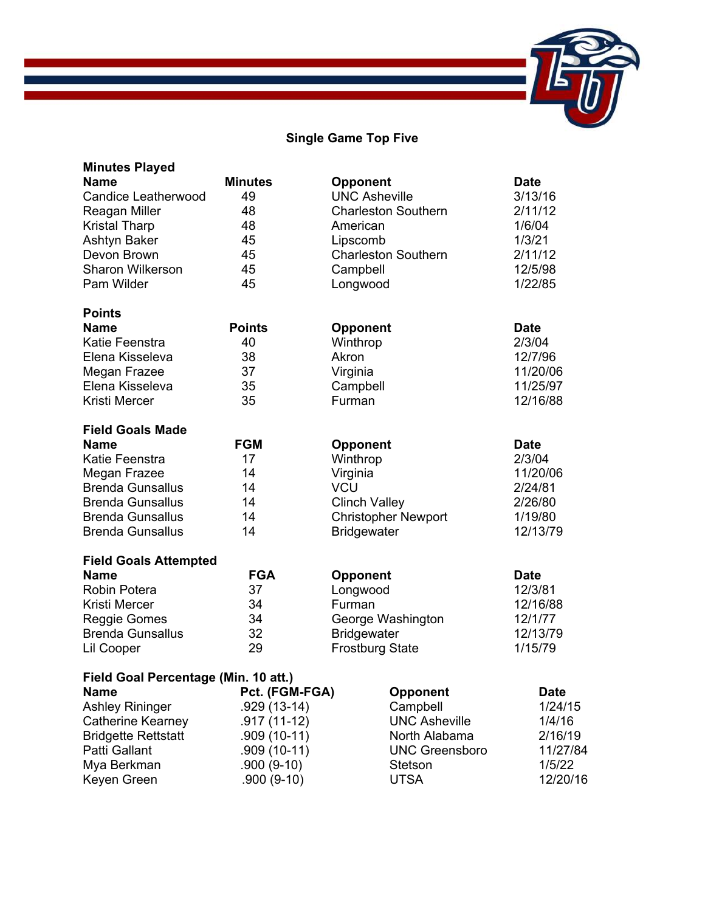## Single Game Top Five

### Minutes Played

| Name | Minutes | Opponent | Date |
|---|---|---|---|
| Candice Leatherwood | 49 | UNC Asheville | 3/13/16 |
| Reagan Miller | 48 | Charleston Southern | 2/11/12 |
| Kristal Tharp | 48 | American | 1/6/04 |
| Ashtyn Baker | 45 | Lipscomb | 1/3/21 |
| Devon Brown | 45 | Charleston Southern | 2/11/12 |
| Sharon Wilkerson | 45 | Campbell | 12/5/98 |
| Pam Wilder | 45 | Longwood | 1/22/85 |

### Points

| Name | Points | Opponent | Date |
|---|---|---|---|
| Katie Feenstra | 40 | Winthrop | 2/3/04 |
| Elena Kisseleva | 38 | Akron | 12/7/96 |
| Megan Frazee | 37 | Virginia | 11/20/06 |
| Elena Kisseleva | 35 | Campbell | 11/25/97 |
| Kristi Mercer | 35 | Furman | 12/16/88 |

### Field Goals Made

| Name | FGM | Opponent | Date |
|---|---|---|---|
| Katie Feenstra | 17 | Winthrop | 2/3/04 |
| Megan Frazee | 14 | Virginia | 11/20/06 |
| Brenda Gunsallus | 14 | VCU | 2/24/81 |
| Brenda Gunsallus | 14 | Clinch Valley | 2/26/80 |
| Brenda Gunsallus | 14 | Christopher Newport | 1/19/80 |
| Brenda Gunsallus | 14 | Bridgewater | 12/13/79 |

### Field Goals Attempted

| Name | FGA | Opponent | Date |
|---|---|---|---|
| Robin Potera | 37 | Longwood | 12/3/81 |
| Kristi Mercer | 34 | Furman | 12/16/88 |
| Reggie Gomes | 34 | George Washington | 12/1/77 |
| Brenda Gunsallus | 32 | Bridgewater | 12/13/79 |
| Lil Cooper | 29 | Frostburg State | 1/15/79 |

### Field Goal Percentage (Min. 10 att.)

| Name | Pct. (FGM-FGA) | Opponent | Date |
|---|---|---|---|
| Ashley Rininger | .929 (13-14) | Campbell | 1/24/15 |
| Catherine Kearney | .917 (11-12) | UNC Asheville | 1/4/16 |
| Bridgette Rettstatt | .909 (10-11) | North Alabama | 2/16/19 |
| Patti Gallant | .909 (10-11) | UNC Greensboro | 11/27/84 |
| Mya Berkman | .900 (9-10) | Stetson | 1/5/22 |
| Keyen Green | .900 (9-10) | UTSA | 12/20/16 |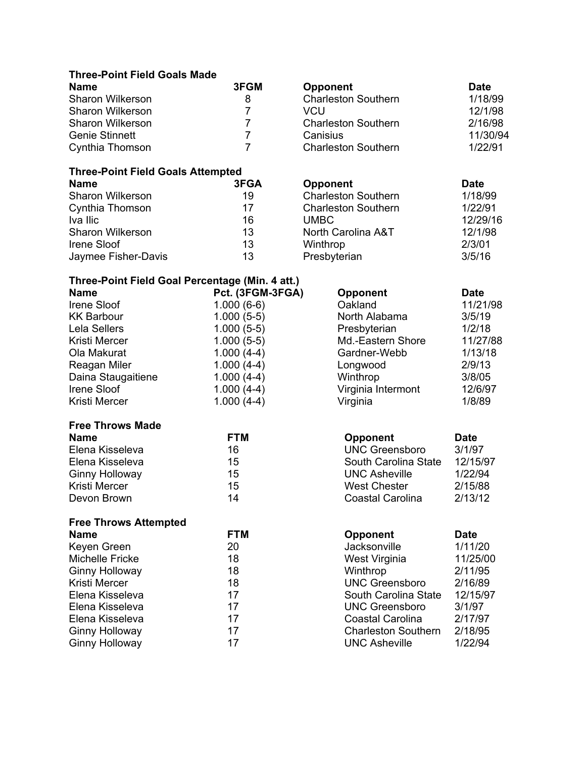### Three-Point Field Goals Made

| Name | 3FGM | Opponent | Date |
|---|---|---|---|
| Sharon Wilkerson | 8 | Charleston Southern | 1/18/99 |
| Sharon Wilkerson | 7 | VCU | 12/1/98 |
| Sharon Wilkerson | 7 | Charleston Southern | 2/16/98 |
| Genie Stinnett | 7 | Canisius | 11/30/94 |
| Cynthia Thomson | 7 | Charleston Southern | 1/22/91 |

### Three-Point Field Goals Attempted

| Name | 3FGA | Opponent | Date |
|---|---|---|---|
| Sharon Wilkerson | 19 | Charleston Southern | 1/18/99 |
| Cynthia Thomson | 17 | Charleston Southern | 1/22/91 |
| Iva Ilic | 16 | UMBC | 12/29/16 |
| Sharon Wilkerson | 13 | North Carolina A&T | 12/1/98 |
| Irene Sloof | 13 | Winthrop | 2/3/01 |
| Jaymee Fisher-Davis | 13 | Presbyterian | 3/5/16 |

### Three-Point Field Goal Percentage (Min. 4 att.)

| Name | Pct. (3FGM-3FGA) | Opponent | Date |
|---|---|---|---|
| Irene Sloof | 1.000 (6-6) | Oakland | 11/21/98 |
| KK Barbour | 1.000 (5-5) | North Alabama | 3/5/19 |
| Lela Sellers | 1.000 (5-5) | Presbyterian | 1/2/18 |
| Kristi Mercer | 1.000 (5-5) | Md.-Eastern Shore | 11/27/88 |
| Ola Makurat | 1.000 (4-4) | Gardner-Webb | 1/13/18 |
| Reagan Miler | 1.000 (4-4) | Longwood | 2/9/13 |
| Daina Staugaitiene | 1.000 (4-4) | Winthrop | 3/8/05 |
| Irene Sloof | 1.000 (4-4) | Virginia Intermont | 12/6/97 |
| Kristi Mercer | 1.000 (4-4) | Virginia | 1/8/89 |

### Free Throws Made

| Name | FTM | Opponent | Date |
|---|---|---|---|
| Elena Kisseleva | 16 | UNC Greensboro | 3/1/97 |
| Elena Kisseleva | 15 | South Carolina State | 12/15/97 |
| Ginny Holloway | 15 | UNC Asheville | 1/22/94 |
| Kristi Mercer | 15 | West Chester | 2/15/88 |
| Devon Brown | 14 | Coastal Carolina | 2/13/12 |

### Free Throws Attempted

| Name | FTM | Opponent | Date |
|---|---|---|---|
| Keyen Green | 20 | Jacksonville | 1/11/20 |
| Michelle Fricke | 18 | West Virginia | 11/25/00 |
| Ginny Holloway | 18 | Winthrop | 2/11/95 |
| Kristi Mercer | 18 | UNC Greensboro | 2/16/89 |
| Elena Kisseleva | 17 | South Carolina State | 12/15/97 |
| Elena Kisseleva | 17 | UNC Greensboro | 3/1/97 |
| Elena Kisseleva | 17 | Coastal Carolina | 2/17/97 |
| Ginny Holloway | 17 | Charleston Southern | 2/18/95 |
| Ginny Holloway | 17 | UNC Asheville | 1/22/94 |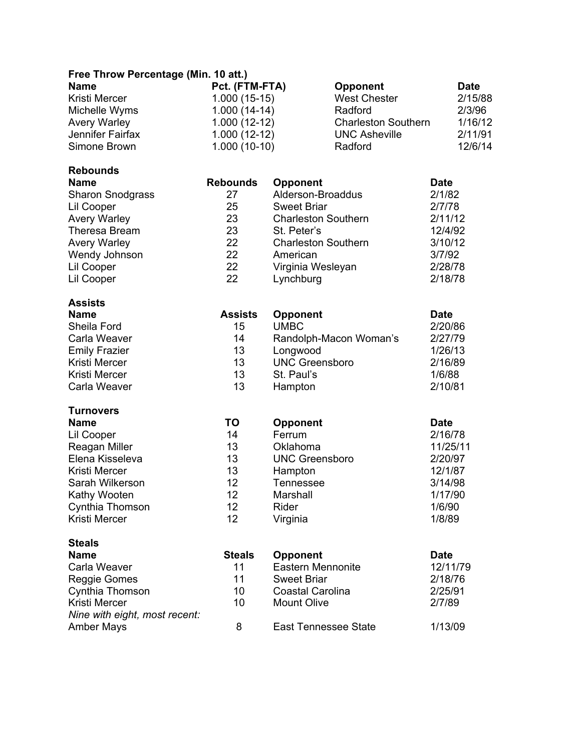### Free Throw Percentage (Min. 10 att.)

| Name | Pct. (FTM-FTA) | Opponent | Date |
|---|---|---|---|
| Kristi Mercer | 1.000 (15-15) | West Chester | 2/15/88 |
| Michelle Wyms | 1.000 (14-14) | Radford | 2/3/96 |
| Avery Warley | 1.000 (12-12) | Charleston Southern | 1/16/12 |
| Jennifer Fairfax | 1.000 (12-12) | UNC Asheville | 2/11/91 |
| Simone Brown | 1.000 (10-10) | Radford | 12/6/14 |

### Rebounds

| Name | Rebounds | Opponent | Date |
|---|---|---|---|
| Sharon Snodgrass | 27 | Alderson-Broaddus | 2/1/82 |
| Lil Cooper | 25 | Sweet Briar | 2/7/78 |
| Avery Warley | 23 | Charleston Southern | 2/11/12 |
| Theresa Bream | 23 | St. Peter's | 12/4/92 |
| Avery Warley | 22 | Charleston Southern | 3/10/12 |
| Wendy Johnson | 22 | American | 3/7/92 |
| Lil Cooper | 22 | Virginia Wesleyan | 2/28/78 |
| Lil Cooper | 22 | Lynchburg | 2/18/78 |

### Assists

| Name | Assists | Opponent | Date |
|---|---|---|---|
| Sheila Ford | 15 | UMBC | 2/20/86 |
| Carla Weaver | 14 | Randolph-Macon Woman's | 2/27/79 |
| Emily Frazier | 13 | Longwood | 1/26/13 |
| Kristi Mercer | 13 | UNC Greensboro | 2/16/89 |
| Kristi Mercer | 13 | St. Paul's | 1/6/88 |
| Carla Weaver | 13 | Hampton | 2/10/81 |

### Turnovers

| Name | TO | Opponent | Date |
|---|---|---|---|
| Lil Cooper | 14 | Ferrum | 2/16/78 |
| Reagan Miller | 13 | Oklahoma | 11/25/11 |
| Elena Kisseleva | 13 | UNC Greensboro | 2/20/97 |
| Kristi Mercer | 13 | Hampton | 12/1/87 |
| Sarah Wilkerson | 12 | Tennessee | 3/14/98 |
| Kathy Wooten | 12 | Marshall | 1/17/90 |
| Cynthia Thomson | 12 | Rider | 1/6/90 |
| Kristi Mercer | 12 | Virginia | 1/8/89 |

### Steals

| Name | Steals | Opponent | Date |
|---|---|---|---|
| Carla Weaver | 11 | Eastern Mennonite | 12/11/79 |
| Reggie Gomes | 11 | Sweet Briar | 2/18/76 |
| Cynthia Thomson | 10 | Coastal Carolina | 2/25/91 |
| Kristi Mercer | 10 | Mount Olive | 2/7/89 |
| *Nine with eight, most recent:* | | | |
| Amber Mays | 8 | East Tennessee State | 1/13/09 |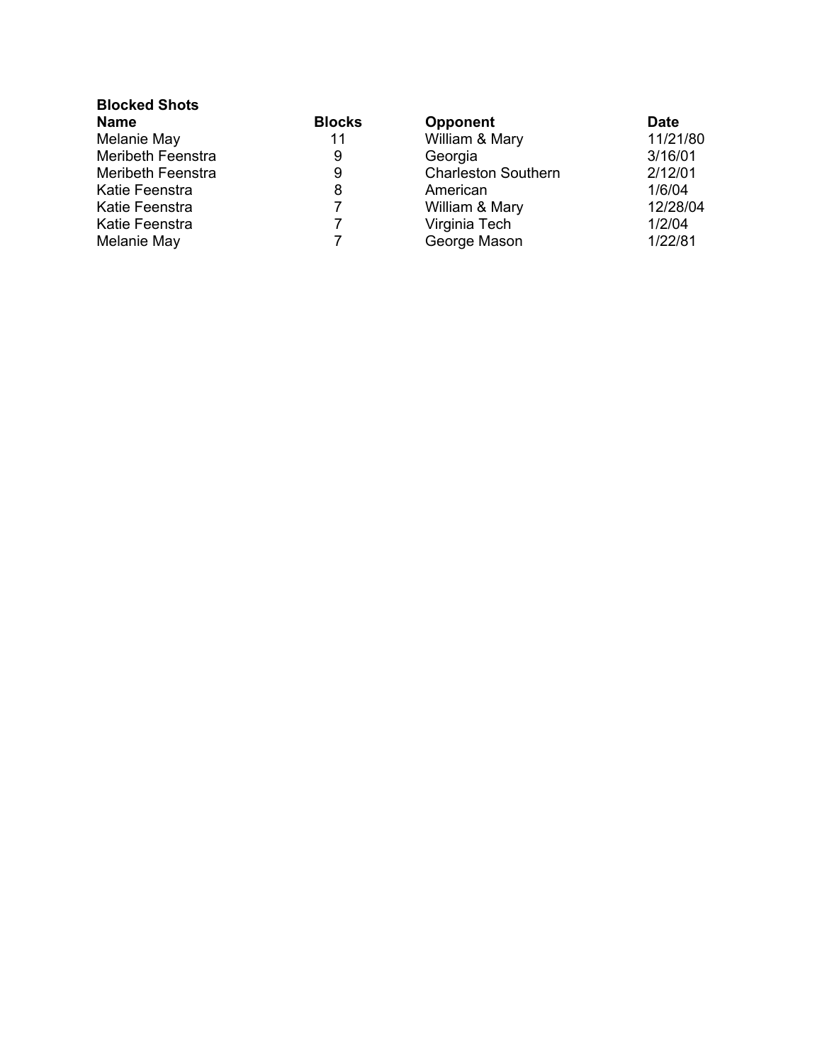**Blocked Shots**

| Name | Blocks | Opponent | Date |
|---|---|---|---|
| Melanie May | 11 | William & Mary | 11/21/80 |
| Meribeth Feenstra | 9 | Georgia | 3/16/01 |
| Meribeth Feenstra | 9 | Charleston Southern | 2/12/01 |
| Katie Feenstra | 8 | American | 1/6/04 |
| Katie Feenstra | 7 | William & Mary | 12/28/04 |
| Katie Feenstra | 7 | Virginia Tech | 1/2/04 |
| Melanie May | 7 | George Mason | 1/22/81 |